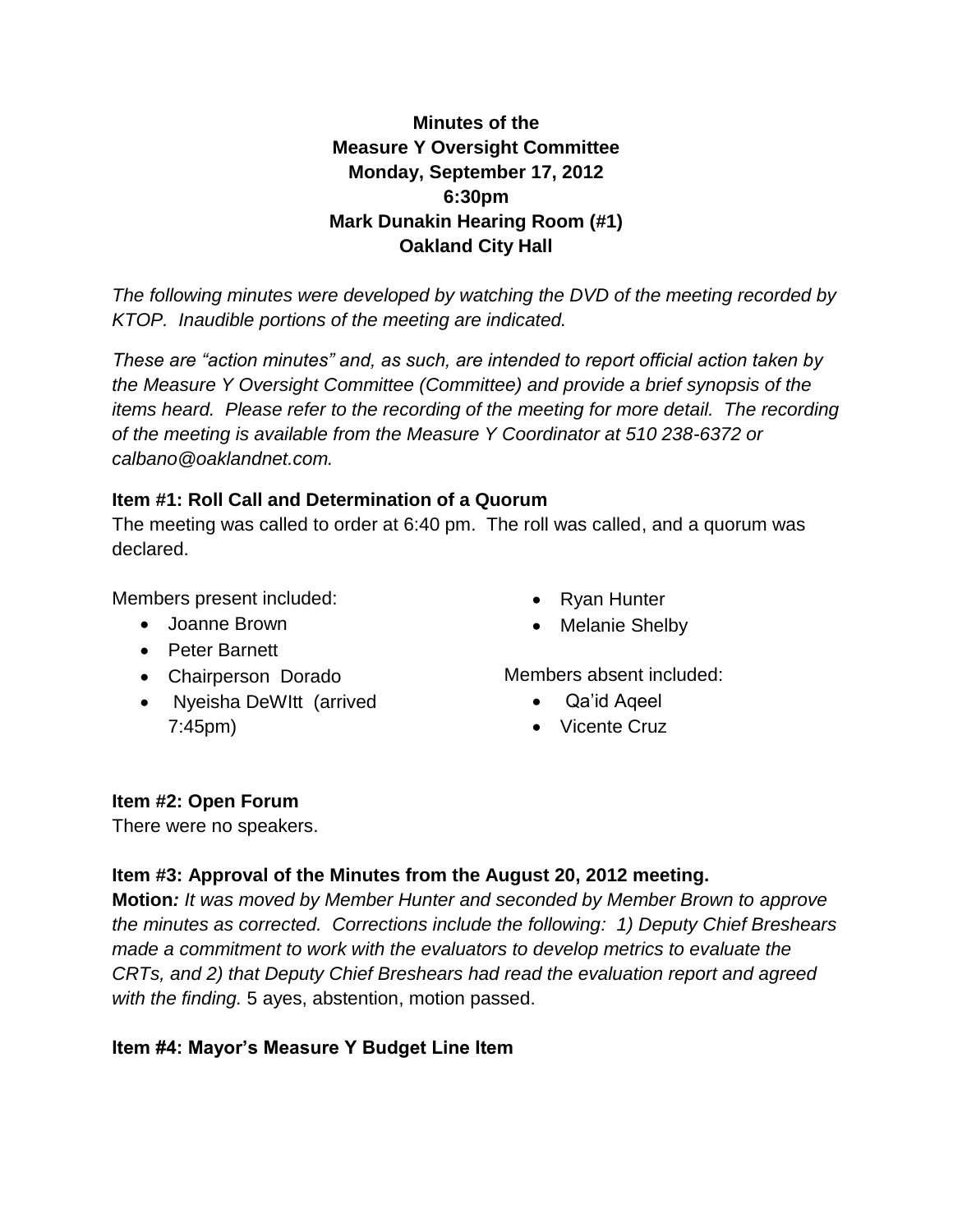**Minutes of the**
**Measure Y Oversight Committee**
**Monday, September 17, 2012**
**6:30pm**
**Mark Dunakin Hearing Room (#1)**
**Oakland City Hall**

*The following minutes were developed by watching the DVD of the meeting recorded by KTOP. Inaudible portions of the meeting are indicated.*

*These are "action minutes" and, as such, are intended to report official action taken by the Measure Y Oversight Committee (Committee) and provide a brief synopsis of the items heard. Please refer to the recording of the meeting for more detail. The recording of the meeting is available from the Measure Y Coordinator at 510 238-6372 or calbano@oaklandnet.com.*

**Item #1: Roll Call and Determination of a Quorum**

The meeting was called to order at 6:40 pm. The roll was called, and a quorum was declared.

Members present included:

- Joanne Brown
- Peter Barnett
- Chairperson Dorado
- Nyeisha DeWItt (arrived 7:45pm)
- Ryan Hunter
- Melanie Shelby

Members absent included:

- Qa'id Aqeel
- Vicente Cruz

**Item #2: Open Forum**

There were no speakers.

**Item #3: Approval of the Minutes from the August 20, 2012 meeting.**

**Motion***: It was moved by Member Hunter and seconded by Member Brown to approve the minutes as corrected. Corrections include the following: 1) Deputy Chief Breshears made a commitment to work with the evaluators to develop metrics to evaluate the CRTs, and 2) that Deputy Chief Breshears had read the evaluation report and agreed with the finding.* 5 ayes, abstention, motion passed.

**Item #4: Mayor's Measure Y Budget Line Item**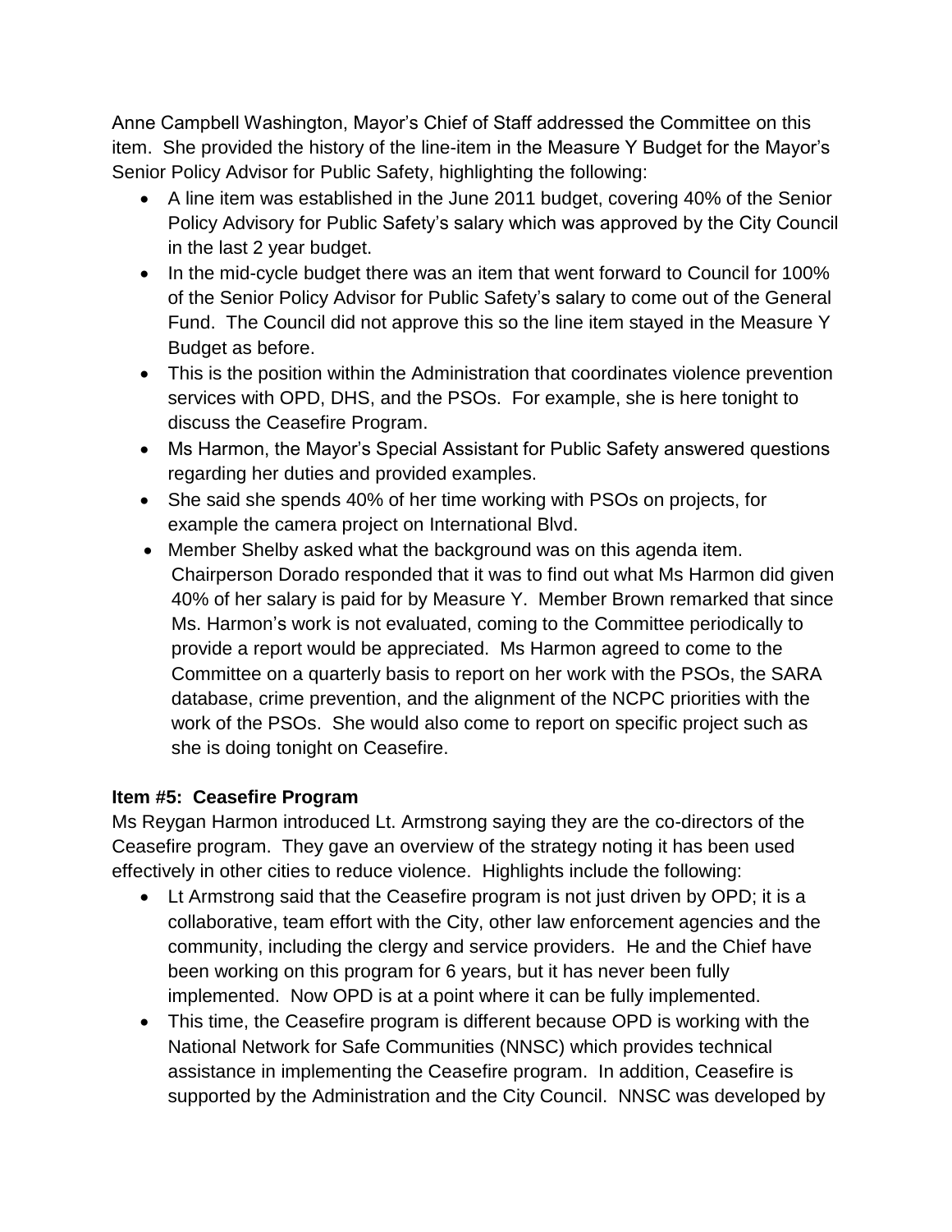Anne Campbell Washington, Mayor's Chief of Staff addressed the Committee on this item. She provided the history of the line-item in the Measure Y Budget for the Mayor's Senior Policy Advisor for Public Safety, highlighting the following:

- A line item was established in the June 2011 budget, covering 40% of the Senior Policy Advisory for Public Safety's salary which was approved by the City Council in the last 2 year budget.
- In the mid-cycle budget there was an item that went forward to Council for 100% of the Senior Policy Advisor for Public Safety's salary to come out of the General Fund. The Council did not approve this so the line item stayed in the Measure Y Budget as before.
- This is the position within the Administration that coordinates violence prevention services with OPD, DHS, and the PSOs. For example, she is here tonight to discuss the Ceasefire Program.
- Ms Harmon, the Mayor's Special Assistant for Public Safety answered questions regarding her duties and provided examples.
- She said she spends 40% of her time working with PSOs on projects, for example the camera project on International Blvd.
- Member Shelby asked what the background was on this agenda item. Chairperson Dorado responded that it was to find out what Ms Harmon did given 40% of her salary is paid for by Measure Y. Member Brown remarked that since Ms. Harmon's work is not evaluated, coming to the Committee periodically to provide a report would be appreciated. Ms Harmon agreed to come to the Committee on a quarterly basis to report on her work with the PSOs, the SARA database, crime prevention, and the alignment of the NCPC priorities with the work of the PSOs. She would also come to report on specific project such as she is doing tonight on Ceasefire.

**Item #5: Ceasefire Program**

Ms Reygan Harmon introduced Lt. Armstrong saying they are the co-directors of the Ceasefire program. They gave an overview of the strategy noting it has been used effectively in other cities to reduce violence. Highlights include the following:

- Lt Armstrong said that the Ceasefire program is not just driven by OPD; it is a collaborative, team effort with the City, other law enforcement agencies and the community, including the clergy and service providers. He and the Chief have been working on this program for 6 years, but it has never been fully implemented. Now OPD is at a point where it can be fully implemented.
- This time, the Ceasefire program is different because OPD is working with the National Network for Safe Communities (NNSC) which provides technical assistance in implementing the Ceasefire program. In addition, Ceasefire is supported by the Administration and the City Council. NNSC was developed by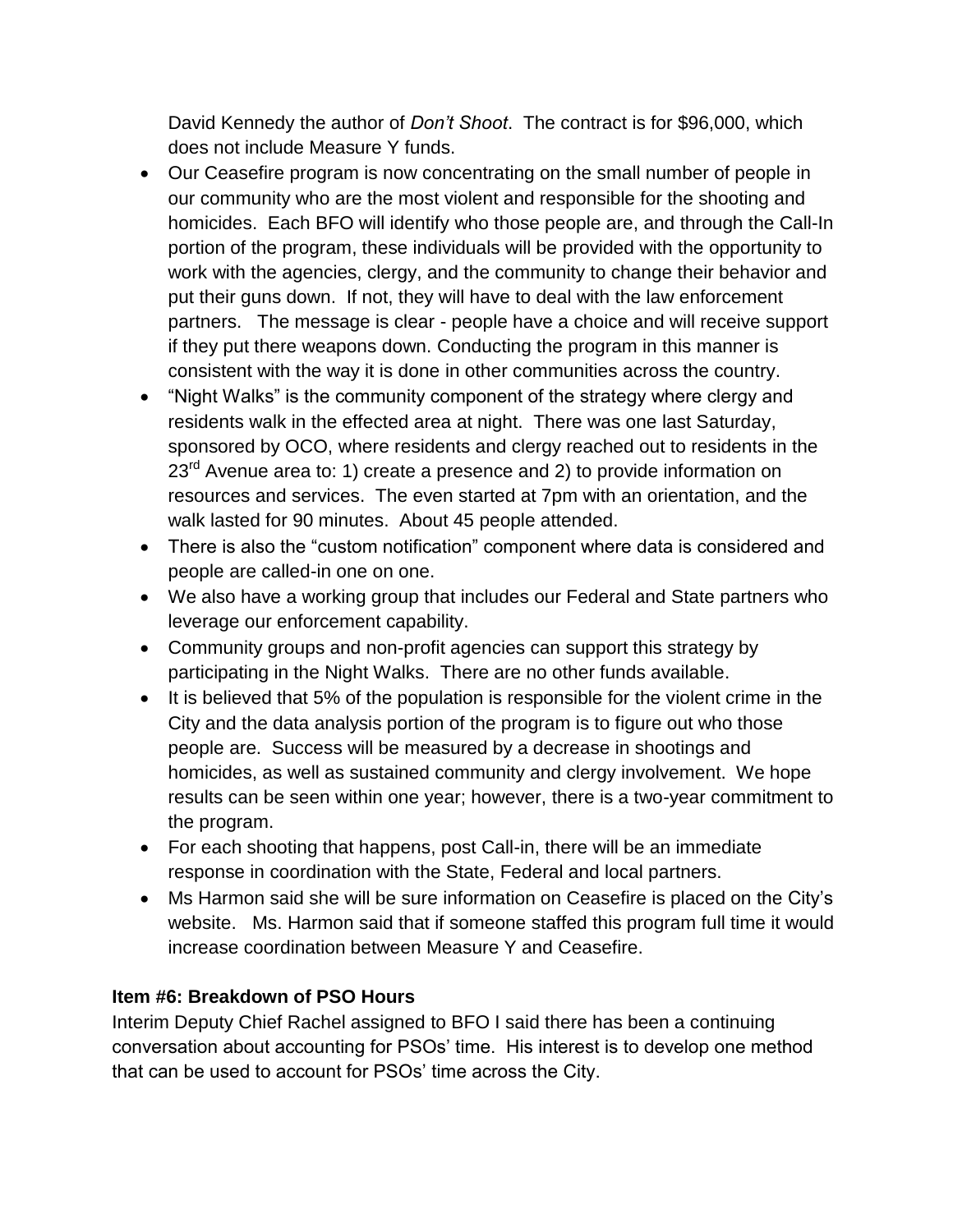David Kennedy the author of *Don't Shoot*. The contract is for $96,000, which does not include Measure Y funds.

- Our Ceasefire program is now concentrating on the small number of people in our community who are the most violent and responsible for the shooting and homicides. Each BFO will identify who those people are, and through the Call-In portion of the program, these individuals will be provided with the opportunity to work with the agencies, clergy, and the community to change their behavior and put their guns down. If not, they will have to deal with the law enforcement partners. The message is clear - people have a choice and will receive support if they put there weapons down. Conducting the program in this manner is consistent with the way it is done in other communities across the country.
- "Night Walks" is the community component of the strategy where clergy and residents walk in the effected area at night. There was one last Saturday, sponsored by OCO, where residents and clergy reached out to residents in the 23rd Avenue area to: 1) create a presence and 2) to provide information on resources and services. The even started at 7pm with an orientation, and the walk lasted for 90 minutes. About 45 people attended.
- There is also the "custom notification" component where data is considered and people are called-in one on one.
- We also have a working group that includes our Federal and State partners who leverage our enforcement capability.
- Community groups and non-profit agencies can support this strategy by participating in the Night Walks. There are no other funds available.
- It is believed that 5% of the population is responsible for the violent crime in the City and the data analysis portion of the program is to figure out who those people are. Success will be measured by a decrease in shootings and homicides, as well as sustained community and clergy involvement. We hope results can be seen within one year; however, there is a two-year commitment to the program.
- For each shooting that happens, post Call-in, there will be an immediate response in coordination with the State, Federal and local partners.
- Ms Harmon said she will be sure information on Ceasefire is placed on the City's website. Ms. Harmon said that if someone staffed this program full time it would increase coordination between Measure Y and Ceasefire.

**Item #6: Breakdown of PSO Hours**

Interim Deputy Chief Rachel assigned to BFO I said there has been a continuing conversation about accounting for PSOs' time. His interest is to develop one method that can be used to account for PSOs' time across the City.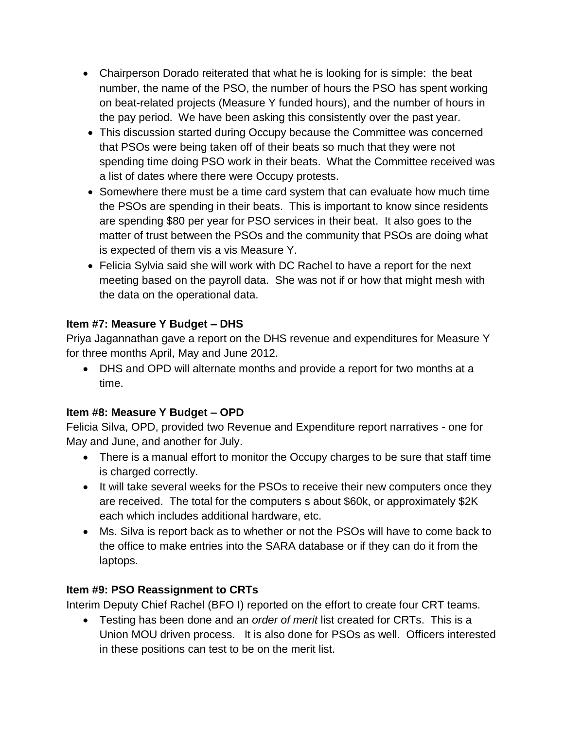- Chairperson Dorado reiterated that what he is looking for is simple: the beat number, the name of the PSO, the number of hours the PSO has spent working on beat-related projects (Measure Y funded hours), and the number of hours in the pay period. We have been asking this consistently over the past year.
- This discussion started during Occupy because the Committee was concerned that PSOs were being taken off of their beats so much that they were not spending time doing PSO work in their beats. What the Committee received was a list of dates where there were Occupy protests.
- Somewhere there must be a time card system that can evaluate how much time the PSOs are spending in their beats. This is important to know since residents are spending $80 per year for PSO services in their beat. It also goes to the matter of trust between the PSOs and the community that PSOs are doing what is expected of them vis a vis Measure Y.
- Felicia Sylvia said she will work with DC Rachel to have a report for the next meeting based on the payroll data. She was not if or how that might mesh with the data on the operational data.

**Item #7: Measure Y Budget – DHS**

Priya Jagannathan gave a report on the DHS revenue and expenditures for Measure Y for three months April, May and June 2012.

- DHS and OPD will alternate months and provide a report for two months at a time.

**Item #8: Measure Y Budget – OPD**

Felicia Silva, OPD, provided two Revenue and Expenditure report narratives - one for May and June, and another for July.

- There is a manual effort to monitor the Occupy charges to be sure that staff time is charged correctly.
- It will take several weeks for the PSOs to receive their new computers once they are received. The total for the computers s about $60k, or approximately $2K each which includes additional hardware, etc.
- Ms. Silva is report back as to whether or not the PSOs will have to come back to the office to make entries into the SARA database or if they can do it from the laptops.

**Item #9: PSO Reassignment to CRTs**

Interim Deputy Chief Rachel (BFO I) reported on the effort to create four CRT teams.

- Testing has been done and an *order of merit* list created for CRTs. This is a Union MOU driven process. It is also done for PSOs as well. Officers interested in these positions can test to be on the merit list.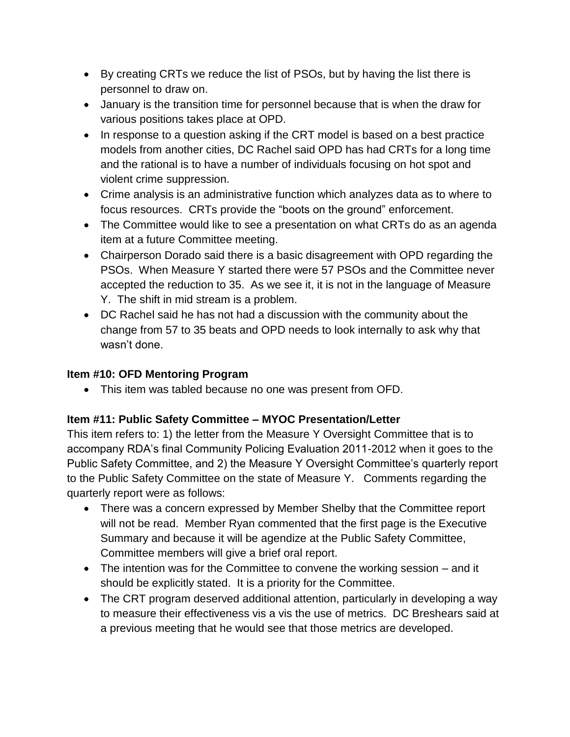- By creating CRTs we reduce the list of PSOs, but by having the list there is personnel to draw on.
- January is the transition time for personnel because that is when the draw for various positions takes place at OPD.
- In response to a question asking if the CRT model is based on a best practice models from another cities, DC Rachel said OPD has had CRTs for a long time and the rational is to have a number of individuals focusing on hot spot and violent crime suppression.
- Crime analysis is an administrative function which analyzes data as to where to focus resources. CRTs provide the "boots on the ground" enforcement.
- The Committee would like to see a presentation on what CRTs do as an agenda item at a future Committee meeting.
- Chairperson Dorado said there is a basic disagreement with OPD regarding the PSOs. When Measure Y started there were 57 PSOs and the Committee never accepted the reduction to 35. As we see it, it is not in the language of Measure Y. The shift in mid stream is a problem.
- DC Rachel said he has not had a discussion with the community about the change from 57 to 35 beats and OPD needs to look internally to ask why that wasn't done.

**Item #10: OFD Mentoring Program**

- This item was tabled because no one was present from OFD.

**Item #11: Public Safety Committee – MYOC Presentation/Letter**

This item refers to: 1) the letter from the Measure Y Oversight Committee that is to accompany RDA's final Community Policing Evaluation 2011-2012 when it goes to the Public Safety Committee, and 2) the Measure Y Oversight Committee's quarterly report to the Public Safety Committee on the state of Measure Y. Comments regarding the quarterly report were as follows:

- There was a concern expressed by Member Shelby that the Committee report will not be read. Member Ryan commented that the first page is the Executive Summary and because it will be agendize at the Public Safety Committee, Committee members will give a brief oral report.
- The intention was for the Committee to convene the working session – and it should be explicitly stated. It is a priority for the Committee.
- The CRT program deserved additional attention, particularly in developing a way to measure their effectiveness vis a vis the use of metrics. DC Breshears said at a previous meeting that he would see that those metrics are developed.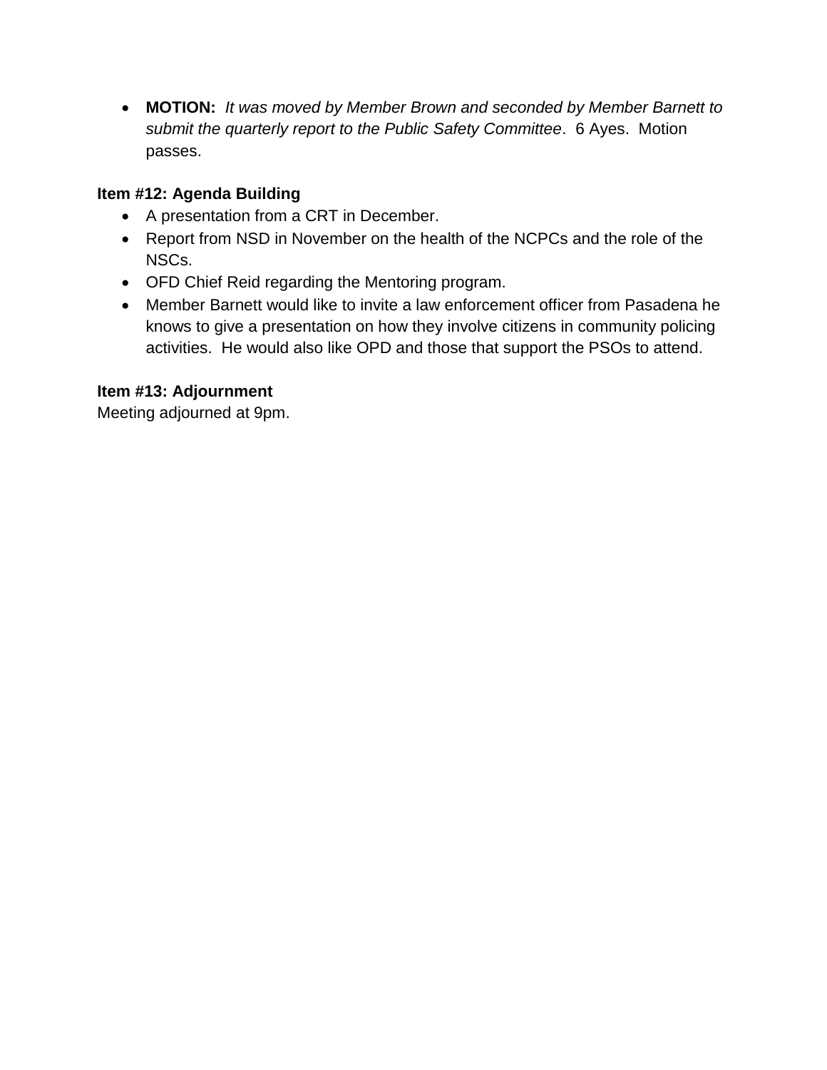- **MOTION:** *It was moved by Member Brown and seconded by Member Barnett to submit the quarterly report to the Public Safety Committee*. 6 Ayes. Motion passes.

**Item #12: Agenda Building**

- A presentation from a CRT in December.
- Report from NSD in November on the health of the NCPCs and the role of the NSCs.
- OFD Chief Reid regarding the Mentoring program.
- Member Barnett would like to invite a law enforcement officer from Pasadena he knows to give a presentation on how they involve citizens in community policing activities. He would also like OPD and those that support the PSOs to attend.

**Item #13: Adjournment**

Meeting adjourned at 9pm.